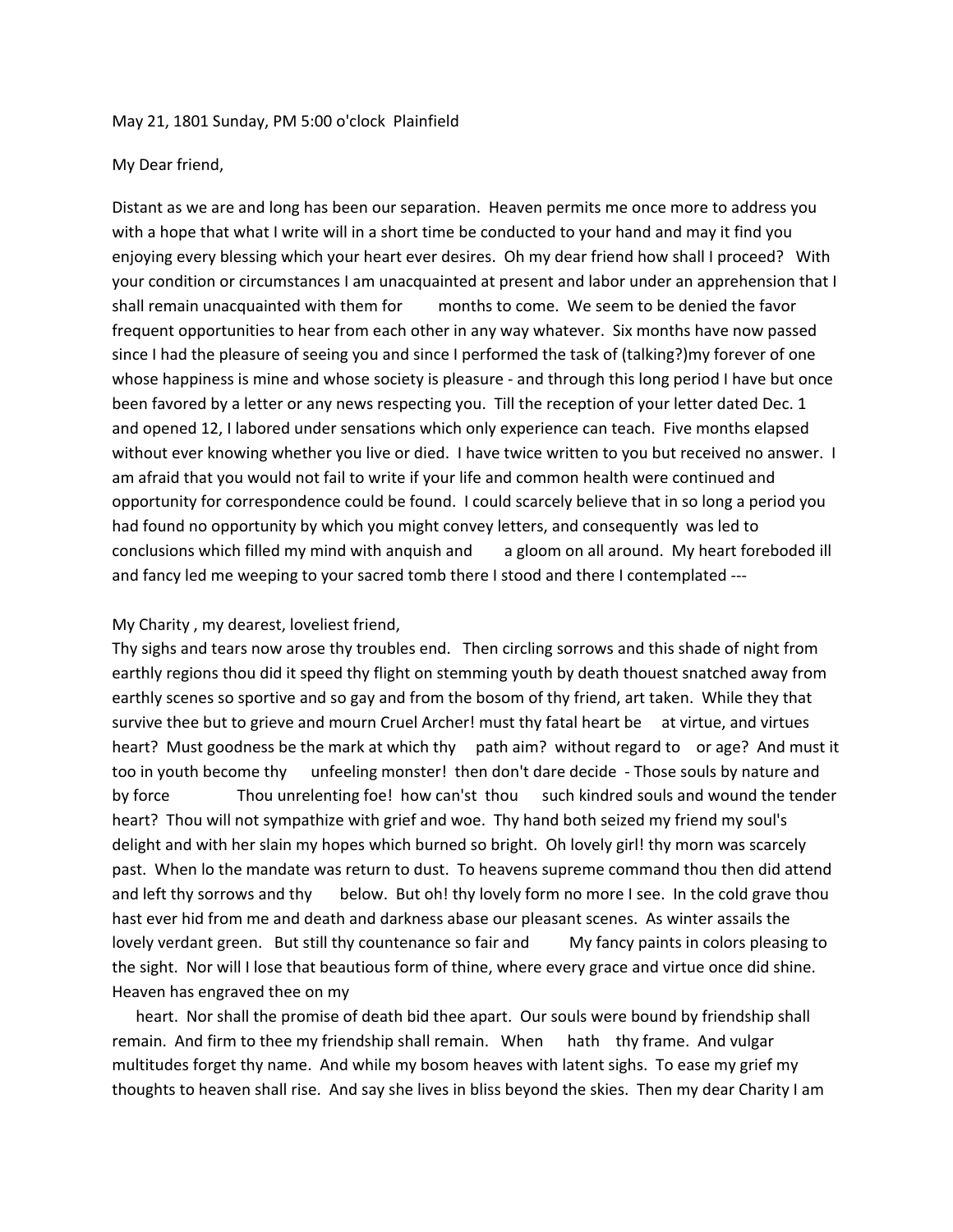May 21, 1801 Sunday, PM 5:00 o'clock  Plainfield

My Dear friend,

Distant as we are and long has been our separation.  Heaven permits me once more to address you with a hope that what I write will in a short time be conducted to your hand and may it find you enjoying every blessing which your heart ever desires.  Oh my dear friend how shall I proceed?   With your condition or circumstances I am unacquainted at present and labor under an apprehension that I shall remain unacquainted with them for        months to come.  We seem to be denied the favor frequent opportunities to hear from each other in any way whatever.  Six months have now passed since I had the pleasure of seeing you and since I performed the task of (talking?)my forever of one whose happiness is mine and whose society is pleasure - and through this long period I have but once been favored by a letter or any news respecting you.  Till the reception of your letter dated Dec. 1 and opened 12, I labored under sensations which only experience can teach.  Five months elapsed without ever knowing whether you live or died.  I have twice written to you but received no answer.  I am afraid that you would not fail to write if your life and common health were continued and opportunity for correspondence could be found.  I could scarcely believe that in so long a period you had found no opportunity by which you might convey letters, and consequently  was led to conclusions which filled my mind with anquish and       a gloom on all around.  My heart foreboded ill and fancy led me weeping to your sacred tomb there I stood and there I contemplated ---

My Charity , my dearest, loveliest friend,  
Thy sighs and tears now arose thy troubles end.   Then circling sorrows and this shade of night from earthly regions thou did it speed thy flight on stemming youth by death thouest snatched away from earthly scenes so sportive and so gay and from the bosom of thy friend, art taken.  While they that survive thee but to grieve and mourn Cruel Archer! must thy fatal heart be     at virtue, and virtues heart?  Must goodness be the mark at which thy     path aim?  without regard to    or age?  And must it too in youth become thy      unfeeling monster!  then don't dare decide  - Those souls by nature and by force                Thou unrelenting foe!  how can'st  thou      such kindred souls and wound the tender heart?  Thou will not sympathize with grief and woe.  Thy hand both seized my friend my soul's delight and with her slain my hopes which burned so bright.  Oh lovely girl! thy morn was scarcely past.  When lo the mandate was return to dust.  To heavens supreme command thou then did attend and left thy sorrows and thy       below.  But oh! thy lovely form no more I see.  In the cold grave thou hast ever hid from me and death and darkness abase our pleasant scenes.  As winter assails the lovely verdant green.   But still thy countenance so fair and          My fancy paints in colors pleasing to the sight.  Nor will I lose that beautious form of thine, where every grace and virtue once did shine.  Heaven has engraved thee on my

heart.  Nor shall the promise of death bid thee apart.  Our souls were bound by friendship shall remain.  And firm to thee my friendship shall remain.   When      hath    thy frame.  And vulgar multitudes forget thy name.  And while my bosom heaves with latent sighs.  To ease my grief my thoughts to heaven shall rise.  And say she lives in bliss beyond the skies.  Then my dear Charity I am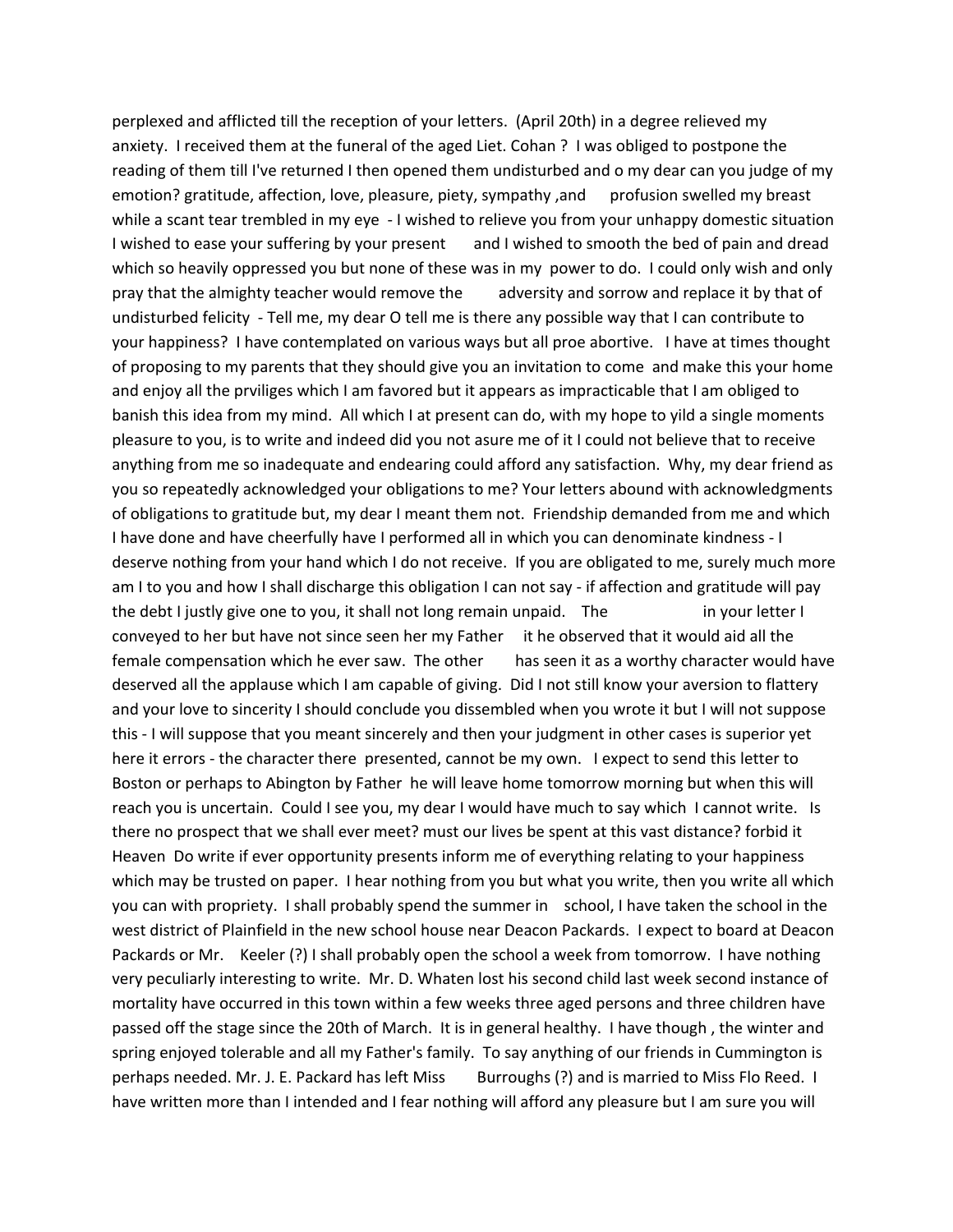perplexed and afflicted till the reception of your letters. (April 20th) in a degree relieved my anxiety. I received them at the funeral of the aged Liet. Cohan ? I was obliged to postpone the reading of them till I've returned I then opened them undisturbed and o my dear can you judge of my emotion? gratitude, affection, love, pleasure, piety, sympathy ,and profusion swelled my breast while a scant tear trembled in my eye - I wished to relieve you from your unhappy domestic situation I wished to ease your suffering by your present and I wished to smooth the bed of pain and dread which so heavily oppressed you but none of these was in my power to do. I could only wish and only pray that the almighty teacher would remove the adversity and sorrow and replace it by that of undisturbed felicity - Tell me, my dear O tell me is there any possible way that I can contribute to your happiness? I have contemplated on various ways but all proe abortive. I have at times thought of proposing to my parents that they should give you an invitation to come and make this your home and enjoy all the prviliges which I am favored but it appears as impracticable that I am obliged to banish this idea from my mind. All which I at present can do, with my hope to yild a single moments pleasure to you, is to write and indeed did you not asure me of it I could not believe that to receive anything from me so inadequate and endearing could afford any satisfaction. Why, my dear friend as you so repeatedly acknowledged your obligations to me? Your letters abound with acknowledgments of obligations to gratitude but, my dear I meant them not. Friendship demanded from me and which I have done and have cheerfully have I performed all in which you can denominate kindness - I deserve nothing from your hand which I do not receive. If you are obligated to me, surely much more am I to you and how I shall discharge this obligation I can not say - if affection and gratitude will pay the debt I justly give one to you, it shall not long remain unpaid. The in your letter I conveyed to her but have not since seen her my Father it he observed that it would aid all the female compensation which he ever saw. The other has seen it as a worthy character would have deserved all the applause which I am capable of giving. Did I not still know your aversion to flattery and your love to sincerity I should conclude you dissembled when you wrote it but I will not suppose this - I will suppose that you meant sincerely and then your judgment in other cases is superior yet here it errors - the character there presented, cannot be my own. I expect to send this letter to Boston or perhaps to Abington by Father he will leave home tomorrow morning but when this will reach you is uncertain. Could I see you, my dear I would have much to say which I cannot write. Is there no prospect that we shall ever meet? must our lives be spent at this vast distance? forbid it Heaven Do write if ever opportunity presents inform me of everything relating to your happiness which may be trusted on paper. I hear nothing from you but what you write, then you write all which you can with propriety. I shall probably spend the summer in school, I have taken the school in the west district of Plainfield in the new school house near Deacon Packards. I expect to board at Deacon Packards or Mr. Keeler (?) I shall probably open the school a week from tomorrow. I have nothing very peculiarly interesting to write. Mr. D. Whaten lost his second child last week second instance of mortality have occurred in this town within a few weeks three aged persons and three children have passed off the stage since the 20th of March. It is in general healthy. I have though , the winter and spring enjoyed tolerable and all my Father's family. To say anything of our friends in Cummington is perhaps needed. Mr. J. E. Packard has left Miss Burroughs (?) and is married to Miss Flo Reed. I have written more than I intended and I fear nothing will afford any pleasure but I am sure you will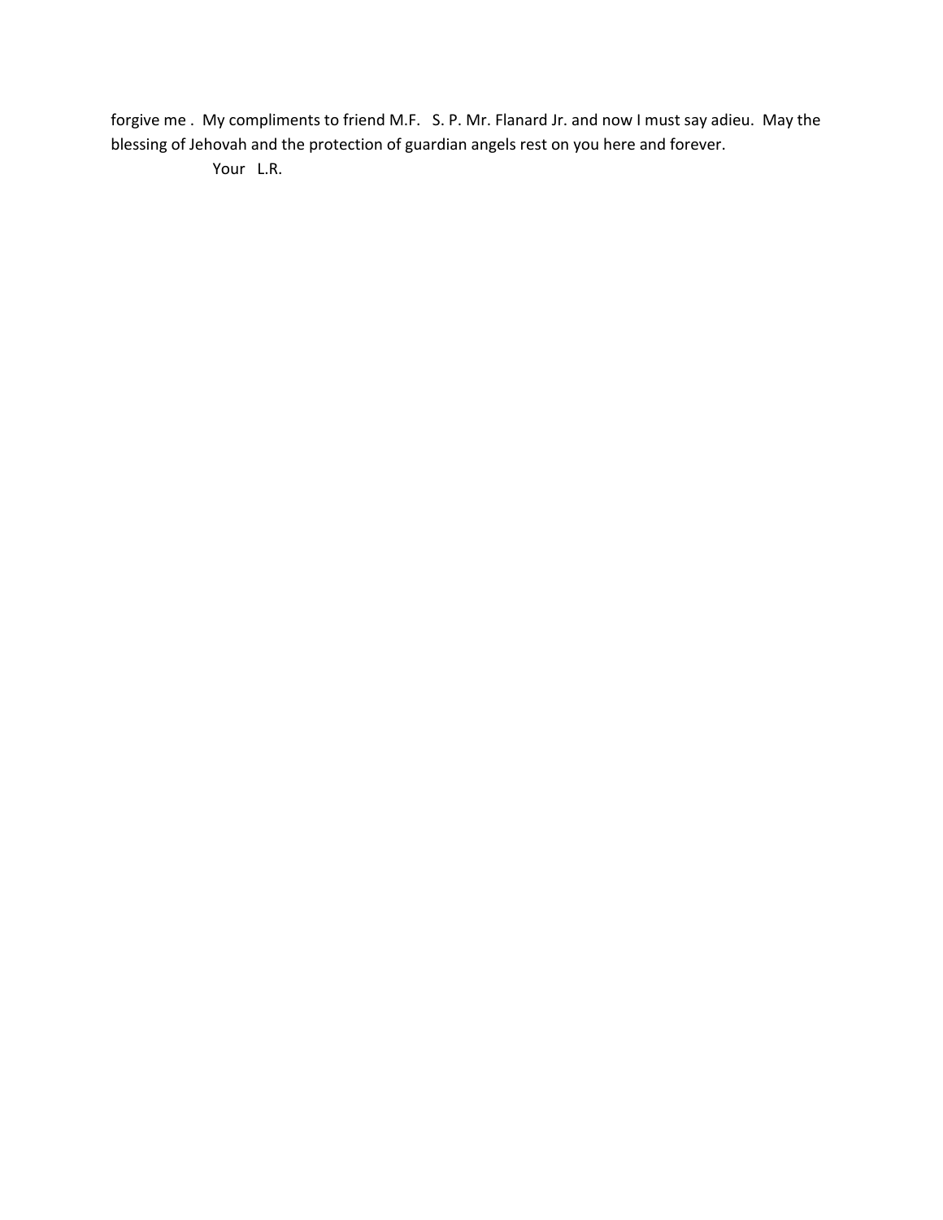forgive me . My compliments to friend M.F. S. P. Mr. Flanard Jr. and now I must say adieu. May the blessing of Jehovah and the protection of guardian angels rest on you here and forever.

Your L.R.